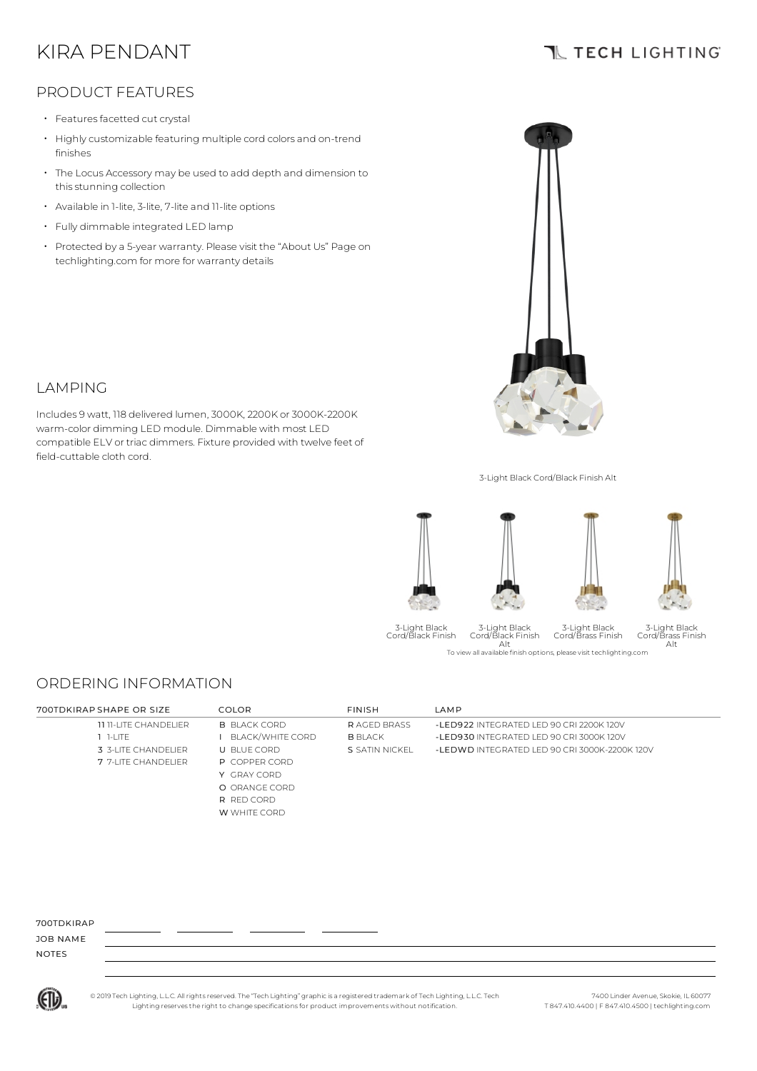# KIRA PENDANT

TECH LIGHTING

## PRODUCT FEATURES

- Features facetted cut crystal
- Highly customizable featuring multiple cord colors and on-trend finishes
- The Locus Accessory may be used to add depth and dimension to this stunning collection
- Available in 1-lite, 3-lite, 7-lite and 11-lite options
- Fully dimmable integrated LED lamp
- Protected by a 5-year warranty. Please visit the "About Us" Page on techlighting.com for more for warranty details

3-Light Black Cord/Black Finish Alt

## LAMPING

Includes 9 watt, 118 delivered lumen, 3000K, 2200K or 3000K-2200K warm-color dimming LED module. Dimmable with most LED compatible ELV or triac dimmers. Fixture provided with twelve feet of field-cuttable cloth cord.

3-Light Black Cord/Black Finish

3-Light Black Cord/Black Finish Alt

3-Light Black Cord/Brass Finish

3-Light Black Cord/Brass Finish Alt

To view all available finish options, please visit techlighting.com

## ORDERING INFORMATION

| 700TDKIRAP | SHAPE OR SIZE | COLOR | FINISH | LAMP |
|---|---|---|---|---|
| | **11** 11-LITE CHANDELIER | **B** BLACK CORD | **R** AGED BRASS | **-LED922** INTEGRATED LED 90 CRI 2200K 120V |
| | **1** 1-LITE | **I** BLACK/WHITE CORD | **B** BLACK | **-LED930** INTEGRATED LED 90 CRI 3000K 120V |
| | **3** 3-LITE CHANDELIER | **U** BLUE CORD | **S** SATIN NICKEL | **-LEDWD** INTEGRATED LED 90 CRI 3000K-2200K 120V |
| | **7** 7-LITE CHANDELIER | **P** COPPER CORD | | |
| | | **Y** GRAY CORD | | |
| | | **O** ORANGE CORD | | |
| | | **R** RED CORD | | |
| | | **W** WHITE CORD | | |

700TDKIRAP ________ ________ ________ ________

JOB NAME ________________________________

NOTES ________________________________

© 2019 Tech Lighting, L.L.C. All rights reserved. The "Tech Lighting" graphic is a registered trademark of Tech Lighting, L.L.C. Tech Lighting reserves the right to change specifications for product improvements without notification.

7400 Linder Avenue, Skokie, IL 60077
T 847.410.4400 | F 847.410.4500 | techlighting.com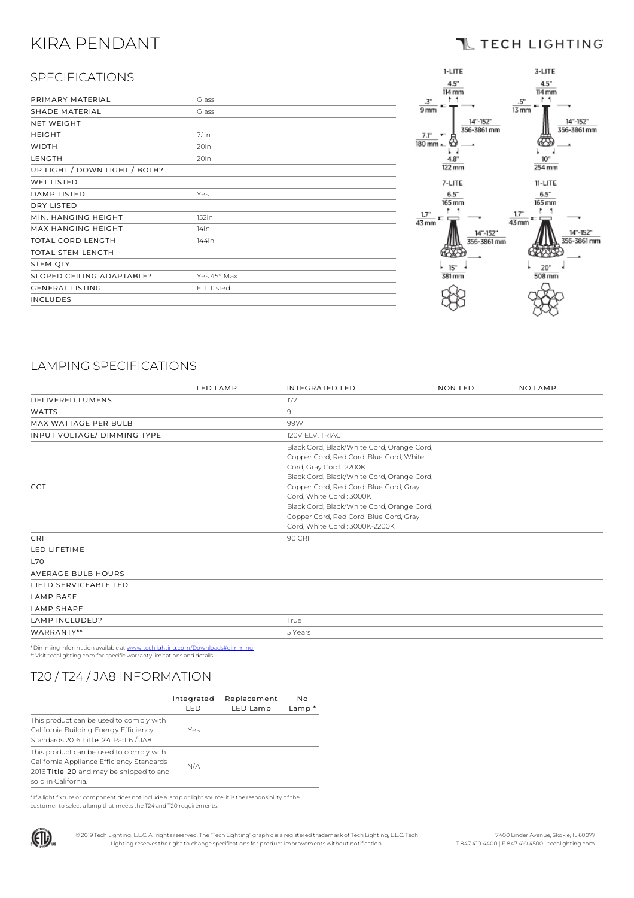# KIRA PENDANT

TECH LIGHTING

## SPECIFICATIONS

| | |
|---|---|
| PRIMARY MATERIAL | Glass |
| SHADE MATERIAL | Glass |
| NET WEIGHT | |
| HEIGHT | 7.1in |
| WIDTH | 20in |
| LENGTH | 20in |
| UP LIGHT / DOWN LIGHT / BOTH? | |
| WET LISTED | |
| DAMP LISTED | Yes |
| DRY LISTED | |
| MIN. HANGING HEIGHT | 152in |
| MAX HANGING HEIGHT | 14in |
| TOTAL CORD LENGTH | 144in |
| TOTAL STEM LENGTH | |
| STEM QTY | |
| SLOPED CEILING ADAPTABLE? | Yes 45° Max |
| GENERAL LISTING | ETL Listed |
| INCLUDES | |

1-LITE
4.5"
114 mm
.3"
9 mm
14"-152"
356-3861 mm
7.1"
180 mm
4.8"
122 mm

3-LITE
4.5"
114 mm
.5"
13 mm
14"-152"
356-3861 mm
10"
254 mm

7-LITE
6.5"
165 mm
1.7"
43 mm
14"-152"
356-3861 mm
15"
381 mm

11-LITE
6.5"
165 mm
1.7"
43 mm
14"-152"
356-3861 mm
20"
508 mm

## LAMPING SPECIFICATIONS

| | LED LAMP | INTEGRATED LED | NON LED | NO LAMP |
|---|---|---|---|---|
| DELIVERED LUMENS | | 172 | | |
| WATTS | | 9 | | |
| MAX WATTAGE PER BULB | | 99W | | |
| INPUT VOLTAGE/ DIMMING TYPE | | 120V ELV, TRIAC | | |
| CCT | | Black Cord, Black/White Cord, Orange Cord, Copper Cord, Red Cord, Blue Cord, White Cord, Gray Cord : 2200K<br>Black Cord, Black/White Cord, Orange Cord, Copper Cord, Red Cord, Blue Cord, Gray Cord, White Cord : 3000K<br>Black Cord, Black/White Cord, Orange Cord, Copper Cord, Red Cord, Blue Cord, Gray Cord, White Cord : 3000K-2200K | | |
| CRI | | 90 CRI | | |
| LED LIFETIME | | | | |
| L70 | | | | |
| AVERAGE BULB HOURS | | | | |
| FIELD SERVICEABLE LED | | | | |
| LAMP BASE | | | | |
| LAMP SHAPE | | | | |
| LAMP INCLUDED? | | True | | |
| WARRANTY** | | 5 Years | | |

* Dimming information available at www.techlighting.com/Downloads#dimming
** Visit techlighting.com for specific warranty limitations and details.

## T20 / T24 / JA8 INFORMATION

| | Integrated LED | Replacement LED Lamp | No Lamp * |
|---|---|---|---|
| This product can be used to comply with California Building Energy Efficiency Standards 2016 Title 24 Part 6 / JA8. | Yes | | |
| This product can be used to comply with California Appliance Efficiency Standards 2016 Title 20 and may be shipped to and sold in California. | N/A | | |

* If a light fixture or component does not include a lamp or light source, it is the responsibility of the customer to select a lamp that meets the T24 and T20 requirements.

© 2019 Tech Lighting, L.L.C. All rights reserved. The "Tech Lighting" graphic is a registered trademark of Tech Lighting, L.L.C. Tech Lighting reserves the right to change specifications for product improvements without notification.

7400 Linder Avenue, Skokie, IL 60077
T 847.410.4400 | F 847.410.4500 | techlighting.com